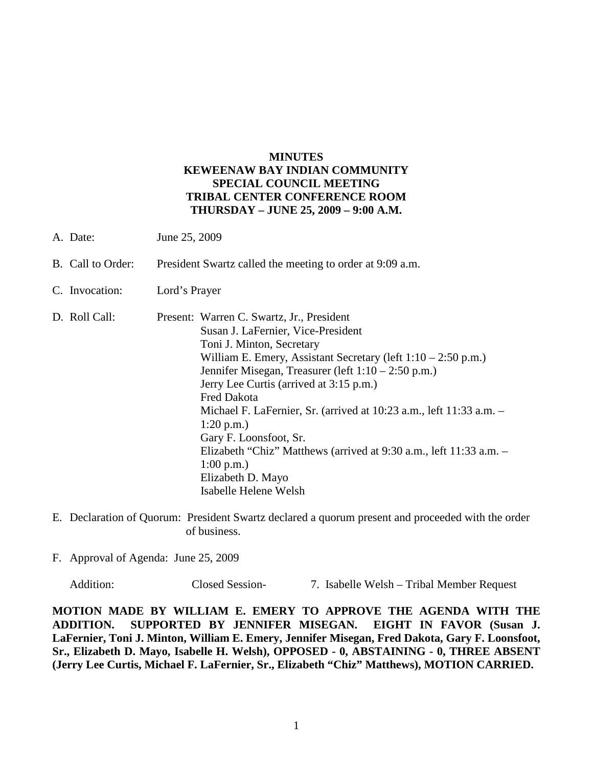**MINUTES**
**KEWEENAW BAY INDIAN COMMUNITY**
**SPECIAL COUNCIL MEETING**
**TRIBAL CENTER CONFERENCE ROOM**
**THURSDAY – JUNE 25, 2009 – 9:00 A.M.**

A. Date: June 25, 2009

B. Call to Order: President Swartz called the meeting to order at 9:09 a.m.

C. Invocation: Lord's Prayer

D. Roll Call: Present: Warren C. Swartz, Jr., President
Susan J. LaFernier, Vice-President
Toni J. Minton, Secretary
William E. Emery, Assistant Secretary (left 1:10 – 2:50 p.m.)
Jennifer Misegan, Treasurer (left 1:10 – 2:50 p.m.)
Jerry Lee Curtis (arrived at 3:15 p.m.)
Fred Dakota
Michael F. LaFernier, Sr. (arrived at 10:23 a.m., left 11:33 a.m. – 1:20 p.m.)
Gary F. Loonsfoot, Sr.
Elizabeth "Chiz" Matthews (arrived at 9:30 a.m., left 11:33 a.m. – 1:00 p.m.)
Elizabeth D. Mayo
Isabelle Helene Welsh

E. Declaration of Quorum: President Swartz declared a quorum present and proceeded with the order of business.

F. Approval of Agenda: June 25, 2009

Addition: Closed Session- 7. Isabelle Welsh – Tribal Member Request

**MOTION MADE BY WILLIAM E. EMERY TO APPROVE THE AGENDA WITH THE ADDITION. SUPPORTED BY JENNIFER MISEGAN. EIGHT IN FAVOR (Susan J. LaFernier, Toni J. Minton, William E. Emery, Jennifer Misegan, Fred Dakota, Gary F. Loonsfoot, Sr., Elizabeth D. Mayo, Isabelle H. Welsh), OPPOSED - 0, ABSTAINING - 0, THREE ABSENT (Jerry Lee Curtis, Michael F. LaFernier, Sr., Elizabeth "Chiz" Matthews), MOTION CARRIED.**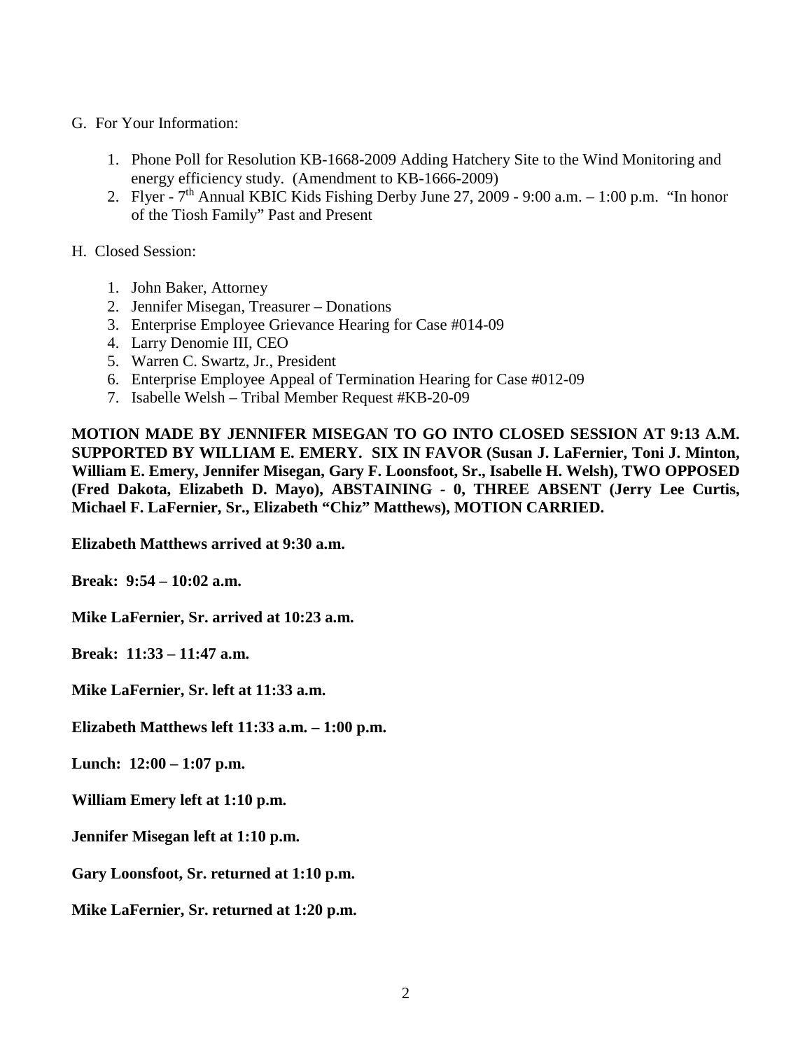G. For Your Information:

1. Phone Poll for Resolution KB-1668-2009 Adding Hatchery Site to the Wind Monitoring and energy efficiency study. (Amendment to KB-1666-2009)
2. Flyer - 7th Annual KBIC Kids Fishing Derby June 27, 2009 - 9:00 a.m. – 1:00 p.m. "In honor of the Tiosh Family" Past and Present

H. Closed Session:

1. John Baker, Attorney
2. Jennifer Misegan, Treasurer – Donations
3. Enterprise Employee Grievance Hearing for Case #014-09
4. Larry Denomie III, CEO
5. Warren C. Swartz, Jr., President
6. Enterprise Employee Appeal of Termination Hearing for Case #012-09
7. Isabelle Welsh – Tribal Member Request #KB-20-09

**MOTION MADE BY JENNIFER MISEGAN TO GO INTO CLOSED SESSION AT 9:13 A.M. SUPPORTED BY WILLIAM E. EMERY. SIX IN FAVOR (Susan J. LaFernier, Toni J. Minton, William E. Emery, Jennifer Misegan, Gary F. Loonsfoot, Sr., Isabelle H. Welsh), TWO OPPOSED (Fred Dakota, Elizabeth D. Mayo), ABSTAINING - 0, THREE ABSENT (Jerry Lee Curtis, Michael F. LaFernier, Sr., Elizabeth "Chiz" Matthews), MOTION CARRIED.**

**Elizabeth Matthews arrived at 9:30 a.m.**

**Break: 9:54 – 10:02 a.m.**

**Mike LaFernier, Sr. arrived at 10:23 a.m.**

**Break: 11:33 – 11:47 a.m.**

**Mike LaFernier, Sr. left at 11:33 a.m.**

**Elizabeth Matthews left 11:33 a.m. – 1:00 p.m.**

**Lunch: 12:00 – 1:07 p.m.**

**William Emery left at 1:10 p.m.**

**Jennifer Misegan left at 1:10 p.m.**

**Gary Loonsfoot, Sr. returned at 1:10 p.m.**

**Mike LaFernier, Sr. returned at 1:20 p.m.**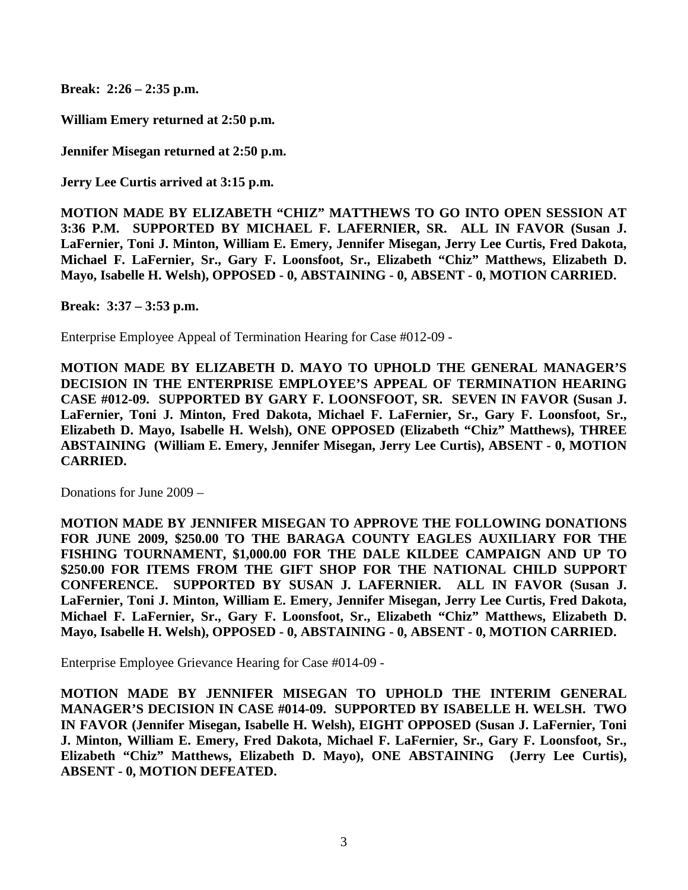**Break: 2:26 – 2:35 p.m.**

**William Emery returned at 2:50 p.m.**

**Jennifer Misegan returned at 2:50 p.m.**

**Jerry Lee Curtis arrived at 3:15 p.m.**

**MOTION MADE BY ELIZABETH "CHIZ" MATTHEWS TO GO INTO OPEN SESSION AT 3:36 P.M. SUPPORTED BY MICHAEL F. LAFERNIER, SR. ALL IN FAVOR (Susan J. LaFernier, Toni J. Minton, William E. Emery, Jennifer Misegan, Jerry Lee Curtis, Fred Dakota, Michael F. LaFernier, Sr., Gary F. Loonsfoot, Sr., Elizabeth "Chiz" Matthews, Elizabeth D. Mayo, Isabelle H. Welsh), OPPOSED - 0, ABSTAINING - 0, ABSENT - 0, MOTION CARRIED.**

**Break: 3:37 – 3:53 p.m.**

Enterprise Employee Appeal of Termination Hearing for Case #012-09 -

**MOTION MADE BY ELIZABETH D. MAYO TO UPHOLD THE GENERAL MANAGER'S DECISION IN THE ENTERPRISE EMPLOYEE'S APPEAL OF TERMINATION HEARING CASE #012-09. SUPPORTED BY GARY F. LOONSFOOT, SR. SEVEN IN FAVOR (Susan J. LaFernier, Toni J. Minton, Fred Dakota, Michael F. LaFernier, Sr., Gary F. Loonsfoot, Sr., Elizabeth D. Mayo, Isabelle H. Welsh), ONE OPPOSED (Elizabeth "Chiz" Matthews), THREE ABSTAINING (William E. Emery, Jennifer Misegan, Jerry Lee Curtis), ABSENT - 0, MOTION CARRIED.**

Donations for June 2009 –

**MOTION MADE BY JENNIFER MISEGAN TO APPROVE THE FOLLOWING DONATIONS FOR JUNE 2009, $250.00 TO THE BARAGA COUNTY EAGLES AUXILIARY FOR THE FISHING TOURNAMENT, $1,000.00 FOR THE DALE KILDEE CAMPAIGN AND UP TO $250.00 FOR ITEMS FROM THE GIFT SHOP FOR THE NATIONAL CHILD SUPPORT CONFERENCE. SUPPORTED BY SUSAN J. LAFERNIER. ALL IN FAVOR (Susan J. LaFernier, Toni J. Minton, William E. Emery, Jennifer Misegan, Jerry Lee Curtis, Fred Dakota, Michael F. LaFernier, Sr., Gary F. Loonsfoot, Sr., Elizabeth "Chiz" Matthews, Elizabeth D. Mayo, Isabelle H. Welsh), OPPOSED - 0, ABSTAINING - 0, ABSENT - 0, MOTION CARRIED.**

Enterprise Employee Grievance Hearing for Case #014-09 -

**MOTION MADE BY JENNIFER MISEGAN TO UPHOLD THE INTERIM GENERAL MANAGER'S DECISION IN CASE #014-09. SUPPORTED BY ISABELLE H. WELSH. TWO IN FAVOR (Jennifer Misegan, Isabelle H. Welsh), EIGHT OPPOSED (Susan J. LaFernier, Toni J. Minton, William E. Emery, Fred Dakota, Michael F. LaFernier, Sr., Gary F. Loonsfoot, Sr., Elizabeth "Chiz" Matthews, Elizabeth D. Mayo), ONE ABSTAINING (Jerry Lee Curtis), ABSENT - 0, MOTION DEFEATED.**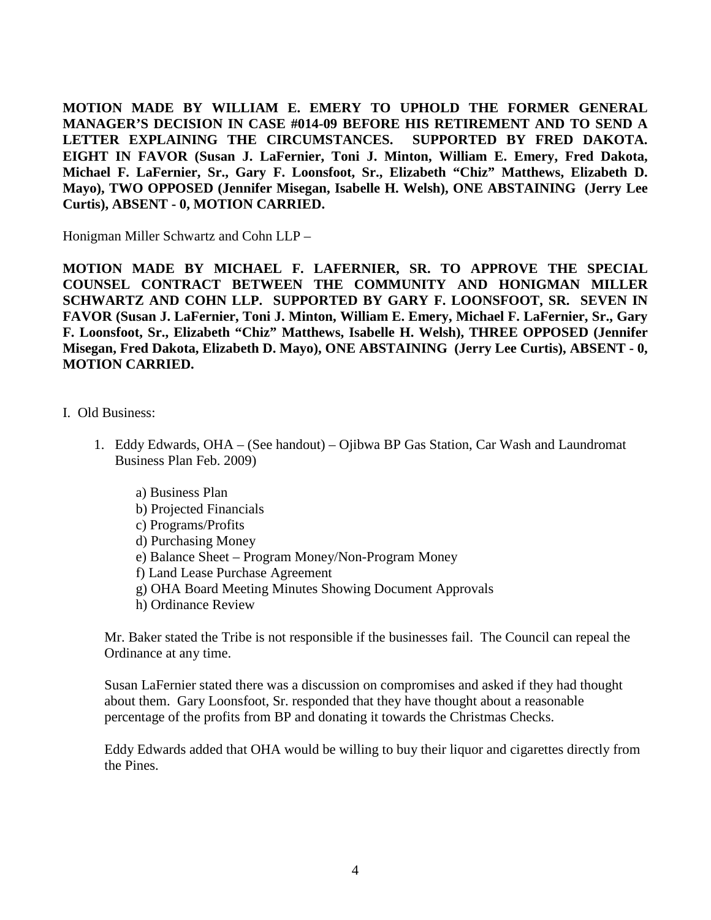**MOTION MADE BY WILLIAM E. EMERY TO UPHOLD THE FORMER GENERAL MANAGER'S DECISION IN CASE #014-09 BEFORE HIS RETIREMENT AND TO SEND A LETTER EXPLAINING THE CIRCUMSTANCES. SUPPORTED BY FRED DAKOTA. EIGHT IN FAVOR (Susan J. LaFernier, Toni J. Minton, William E. Emery, Fred Dakota, Michael F. LaFernier, Sr., Gary F. Loonsfoot, Sr., Elizabeth "Chiz" Matthews, Elizabeth D. Mayo), TWO OPPOSED (Jennifer Misegan, Isabelle H. Welsh), ONE ABSTAINING (Jerry Lee Curtis), ABSENT - 0, MOTION CARRIED.**

Honigman Miller Schwartz and Cohn LLP –

**MOTION MADE BY MICHAEL F. LAFERNIER, SR. TO APPROVE THE SPECIAL COUNSEL CONTRACT BETWEEN THE COMMUNITY AND HONIGMAN MILLER SCHWARTZ AND COHN LLP. SUPPORTED BY GARY F. LOONSFOOT, SR. SEVEN IN FAVOR (Susan J. LaFernier, Toni J. Minton, William E. Emery, Michael F. LaFernier, Sr., Gary F. Loonsfoot, Sr., Elizabeth "Chiz" Matthews, Isabelle H. Welsh), THREE OPPOSED (Jennifer Misegan, Fred Dakota, Elizabeth D. Mayo), ONE ABSTAINING (Jerry Lee Curtis), ABSENT - 0, MOTION CARRIED.**

I. Old Business:

1. Eddy Edwards, OHA – (See handout) – Ojibwa BP Gas Station, Car Wash and Laundromat Business Plan Feb. 2009)

   a) Business Plan
   b) Projected Financials
   c) Programs/Profits
   d) Purchasing Money
   e) Balance Sheet – Program Money/Non-Program Money
   f) Land Lease Purchase Agreement
   g) OHA Board Meeting Minutes Showing Document Approvals
   h) Ordinance Review

   Mr. Baker stated the Tribe is not responsible if the businesses fail. The Council can repeal the Ordinance at any time.

   Susan LaFernier stated there was a discussion on compromises and asked if they had thought about them. Gary Loonsfoot, Sr. responded that they have thought about a reasonable percentage of the profits from BP and donating it towards the Christmas Checks.

   Eddy Edwards added that OHA would be willing to buy their liquor and cigarettes directly from the Pines.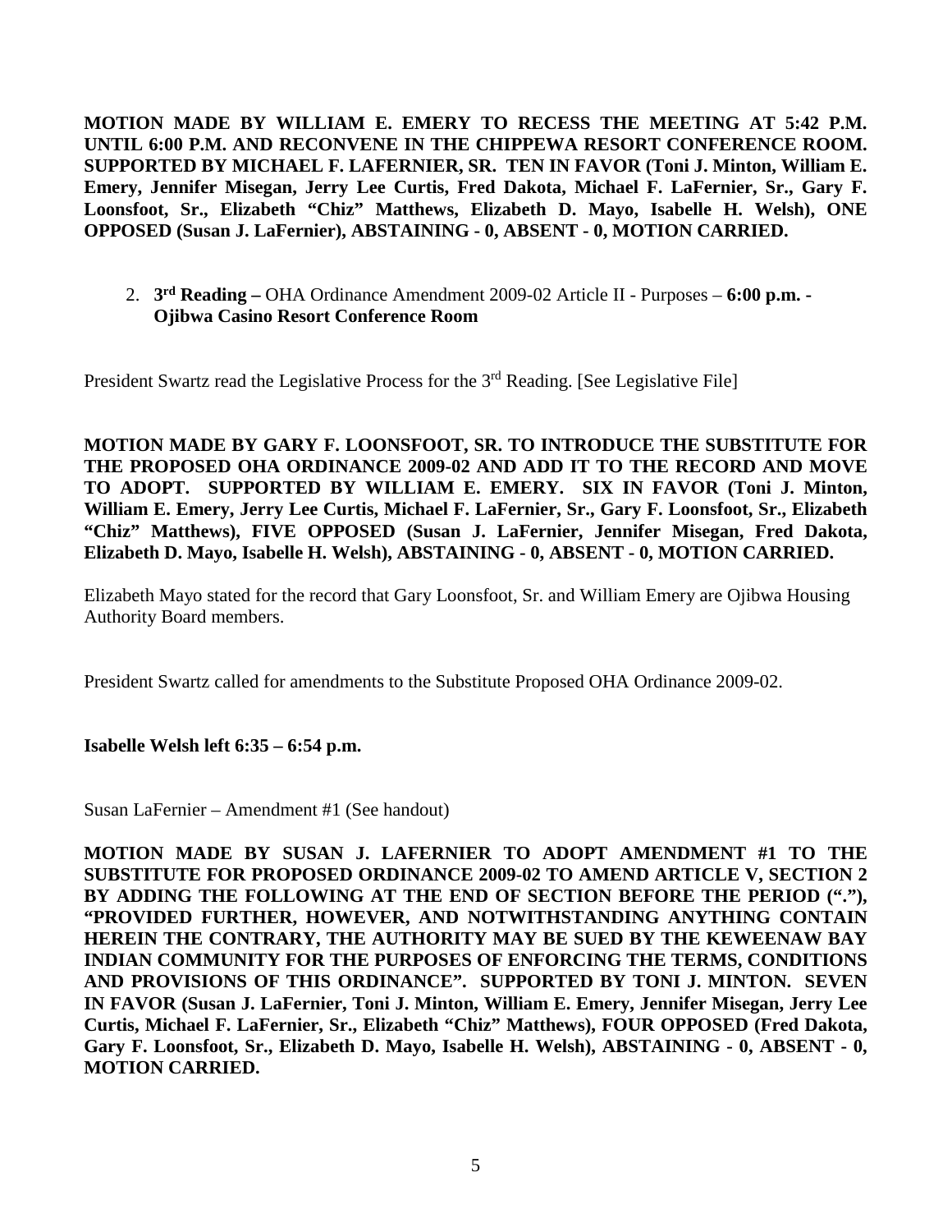**MOTION MADE BY WILLIAM E. EMERY TO RECESS THE MEETING AT 5:42 P.M. UNTIL 6:00 P.M. AND RECONVENE IN THE CHIPPEWA RESORT CONFERENCE ROOM. SUPPORTED BY MICHAEL F. LAFERNIER, SR. TEN IN FAVOR (Toni J. Minton, William E. Emery, Jennifer Misegan, Jerry Lee Curtis, Fred Dakota, Michael F. LaFernier, Sr., Gary F. Loonsfoot, Sr., Elizabeth "Chiz" Matthews, Elizabeth D. Mayo, Isabelle H. Welsh), ONE OPPOSED (Susan J. LaFernier), ABSTAINING - 0, ABSENT - 0, MOTION CARRIED.**

2. **3rd Reading –** OHA Ordinance Amendment 2009-02 Article II - Purposes – **6:00 p.m. - Ojibwa Casino Resort Conference Room**

President Swartz read the Legislative Process for the 3rd Reading. [See Legislative File]

**MOTION MADE BY GARY F. LOONSFOOT, SR. TO INTRODUCE THE SUBSTITUTE FOR THE PROPOSED OHA ORDINANCE 2009-02 AND ADD IT TO THE RECORD AND MOVE TO ADOPT. SUPPORTED BY WILLIAM E. EMERY. SIX IN FAVOR (Toni J. Minton, William E. Emery, Jerry Lee Curtis, Michael F. LaFernier, Sr., Gary F. Loonsfoot, Sr., Elizabeth "Chiz" Matthews), FIVE OPPOSED (Susan J. LaFernier, Jennifer Misegan, Fred Dakota, Elizabeth D. Mayo, Isabelle H. Welsh), ABSTAINING - 0, ABSENT - 0, MOTION CARRIED.**

Elizabeth Mayo stated for the record that Gary Loonsfoot, Sr. and William Emery are Ojibwa Housing Authority Board members.

President Swartz called for amendments to the Substitute Proposed OHA Ordinance 2009-02.

**Isabelle Welsh left 6:35 – 6:54 p.m.**

Susan LaFernier – Amendment #1 (See handout)

**MOTION MADE BY SUSAN J. LAFERNIER TO ADOPT AMENDMENT #1 TO THE SUBSTITUTE FOR PROPOSED ORDINANCE 2009-02 TO AMEND ARTICLE V, SECTION 2 BY ADDING THE FOLLOWING AT THE END OF SECTION BEFORE THE PERIOD ("."), "PROVIDED FURTHER, HOWEVER, AND NOTWITHSTANDING ANYTHING CONTAIN HEREIN THE CONTRARY, THE AUTHORITY MAY BE SUED BY THE KEWEENAW BAY INDIAN COMMUNITY FOR THE PURPOSES OF ENFORCING THE TERMS, CONDITIONS AND PROVISIONS OF THIS ORDINANCE". SUPPORTED BY TONI J. MINTON. SEVEN IN FAVOR (Susan J. LaFernier, Toni J. Minton, William E. Emery, Jennifer Misegan, Jerry Lee Curtis, Michael F. LaFernier, Sr., Elizabeth "Chiz" Matthews), FOUR OPPOSED (Fred Dakota, Gary F. Loonsfoot, Sr., Elizabeth D. Mayo, Isabelle H. Welsh), ABSTAINING - 0, ABSENT - 0, MOTION CARRIED.**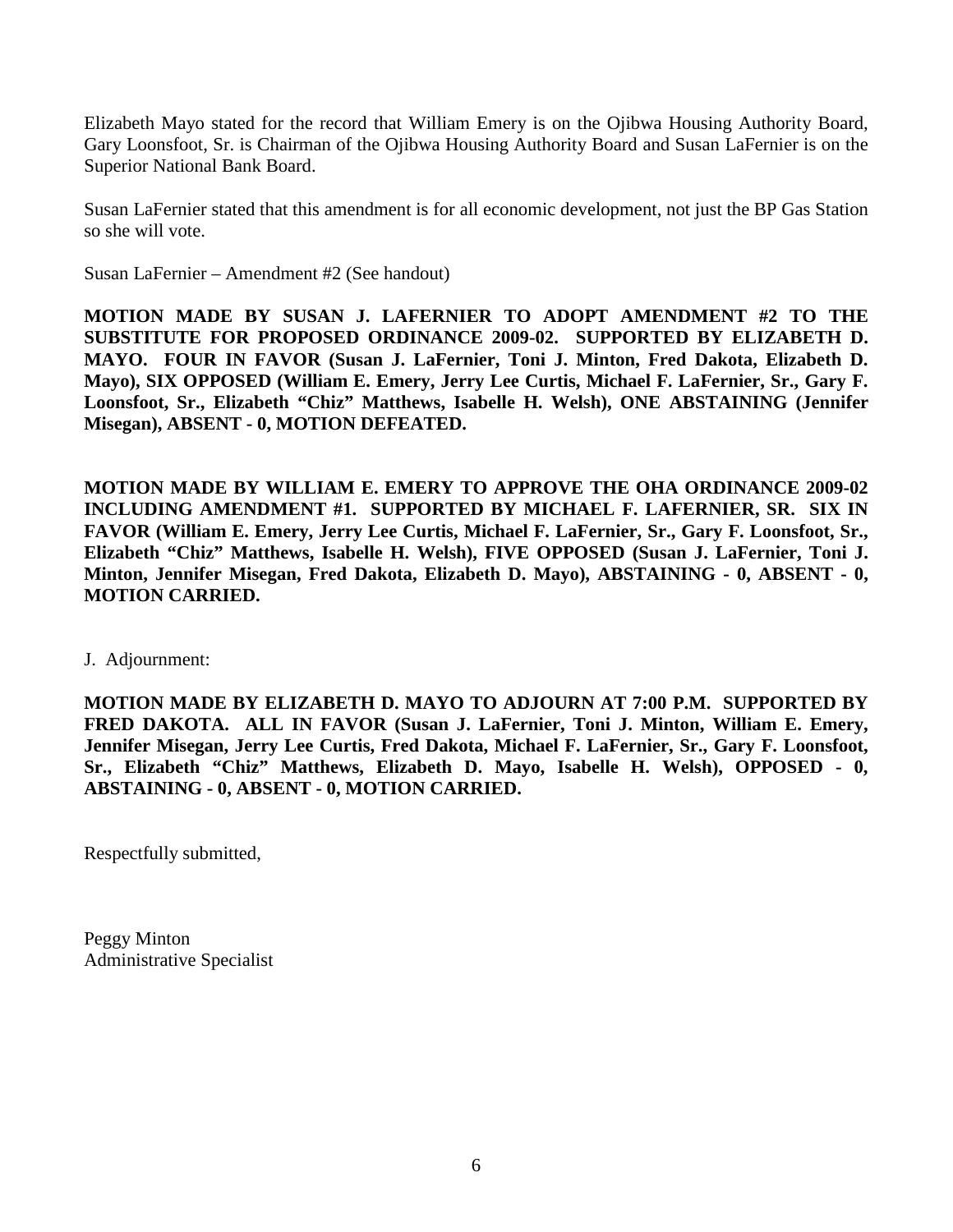Elizabeth Mayo stated for the record that William Emery is on the Ojibwa Housing Authority Board, Gary Loonsfoot, Sr. is Chairman of the Ojibwa Housing Authority Board and Susan LaFernier is on the Superior National Bank Board.

Susan LaFernier stated that this amendment is for all economic development, not just the BP Gas Station so she will vote.

Susan LaFernier – Amendment #2 (See handout)

**MOTION MADE BY SUSAN J. LAFERNIER TO ADOPT AMENDMENT #2 TO THE SUBSTITUTE FOR PROPOSED ORDINANCE 2009-02. SUPPORTED BY ELIZABETH D. MAYO. FOUR IN FAVOR (Susan J. LaFernier, Toni J. Minton, Fred Dakota, Elizabeth D. Mayo), SIX OPPOSED (William E. Emery, Jerry Lee Curtis, Michael F. LaFernier, Sr., Gary F. Loonsfoot, Sr., Elizabeth "Chiz" Matthews, Isabelle H. Welsh), ONE ABSTAINING (Jennifer Misegan), ABSENT - 0, MOTION DEFEATED.**

**MOTION MADE BY WILLIAM E. EMERY TO APPROVE THE OHA ORDINANCE 2009-02 INCLUDING AMENDMENT #1. SUPPORTED BY MICHAEL F. LAFERNIER, SR. SIX IN FAVOR (William E. Emery, Jerry Lee Curtis, Michael F. LaFernier, Sr., Gary F. Loonsfoot, Sr., Elizabeth "Chiz" Matthews, Isabelle H. Welsh), FIVE OPPOSED (Susan J. LaFernier, Toni J. Minton, Jennifer Misegan, Fred Dakota, Elizabeth D. Mayo), ABSTAINING - 0, ABSENT - 0, MOTION CARRIED.**

J. Adjournment:

**MOTION MADE BY ELIZABETH D. MAYO TO ADJOURN AT 7:00 P.M. SUPPORTED BY FRED DAKOTA. ALL IN FAVOR (Susan J. LaFernier, Toni J. Minton, William E. Emery, Jennifer Misegan, Jerry Lee Curtis, Fred Dakota, Michael F. LaFernier, Sr., Gary F. Loonsfoot, Sr., Elizabeth "Chiz" Matthews, Elizabeth D. Mayo, Isabelle H. Welsh), OPPOSED - 0, ABSTAINING - 0, ABSENT - 0, MOTION CARRIED.**

Respectfully submitted,

Peggy Minton
Administrative Specialist